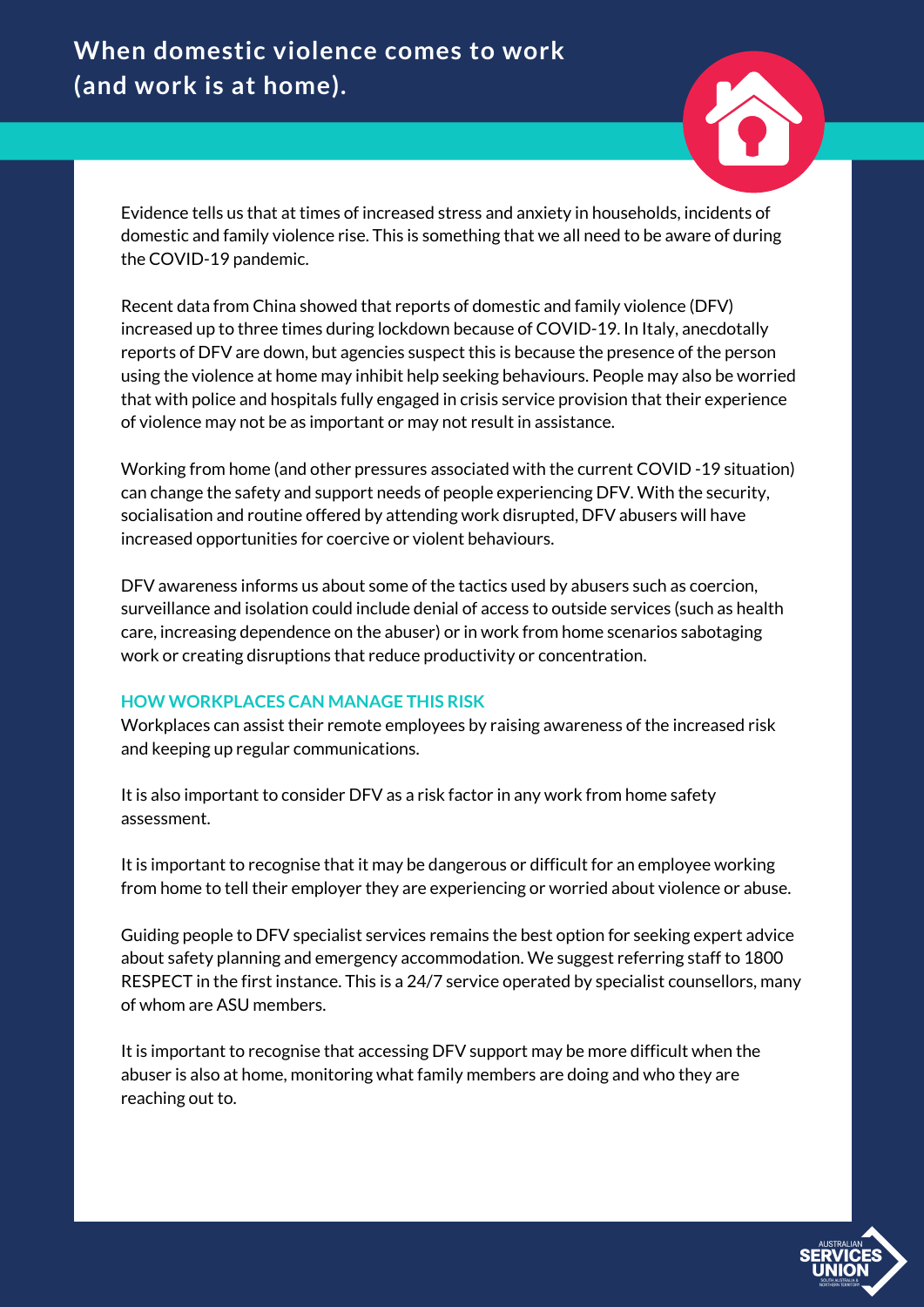# When domestic violence comes to work (and work is at home).

Evidence tells us that at times of increased stress and anxiety in households, incidents of domestic and family violence rise. This is something that we all need to be aware of during the COVID-19 pandemic.

Recent data from China showed that reports of domestic and family violence (DFV) increased up to three times during lockdown because of COVID-19. In Italy, anecdotally reports of DFV are down, but agencies suspect this is because the presence of the person using the violence at home may inhibit help seeking behaviours. People may also be worried that with police and hospitals fully engaged in crisis service provision that their experience of violence may not be as important or may not result in assistance.

Working from home (and other pressures associated with the current COVID -19 situation) can change the safety and support needs of people experiencing DFV. With the security, socialisation and routine offered by attending work disrupted, DFV abusers will have increased opportunities for coercive or violent behaviours.

DFV awareness informs us about some of the tactics used by abusers such as coercion, surveillance and isolation could include denial of access to outside services (such as health care, increasing dependence on the abuser) or in work from home scenarios sabotaging work or creating disruptions that reduce productivity or concentration.

## HOW WORKPLACES CAN MANAGE THIS RISK

Workplaces can assist their remote employees by raising awareness of the increased risk and keeping up regular communications.

It is also important to consider DFV as a risk factor in any work from home safety assessment.

It is important to recognise that it may be dangerous or difficult for an employee working from home to tell their employer they are experiencing or worried about violence or abuse.

Guiding people to DFV specialist services remains the best option for seeking expert advice about safety planning and emergency accommodation. We suggest referring staff to 1800 RESPECT in the first instance. This is a 24/7 service operated by specialist counsellors, many of whom are ASU members.

It is important to recognise that accessing DFV support may be more difficult when the abuser is also at home, monitoring what family members are doing and who they are reaching out to.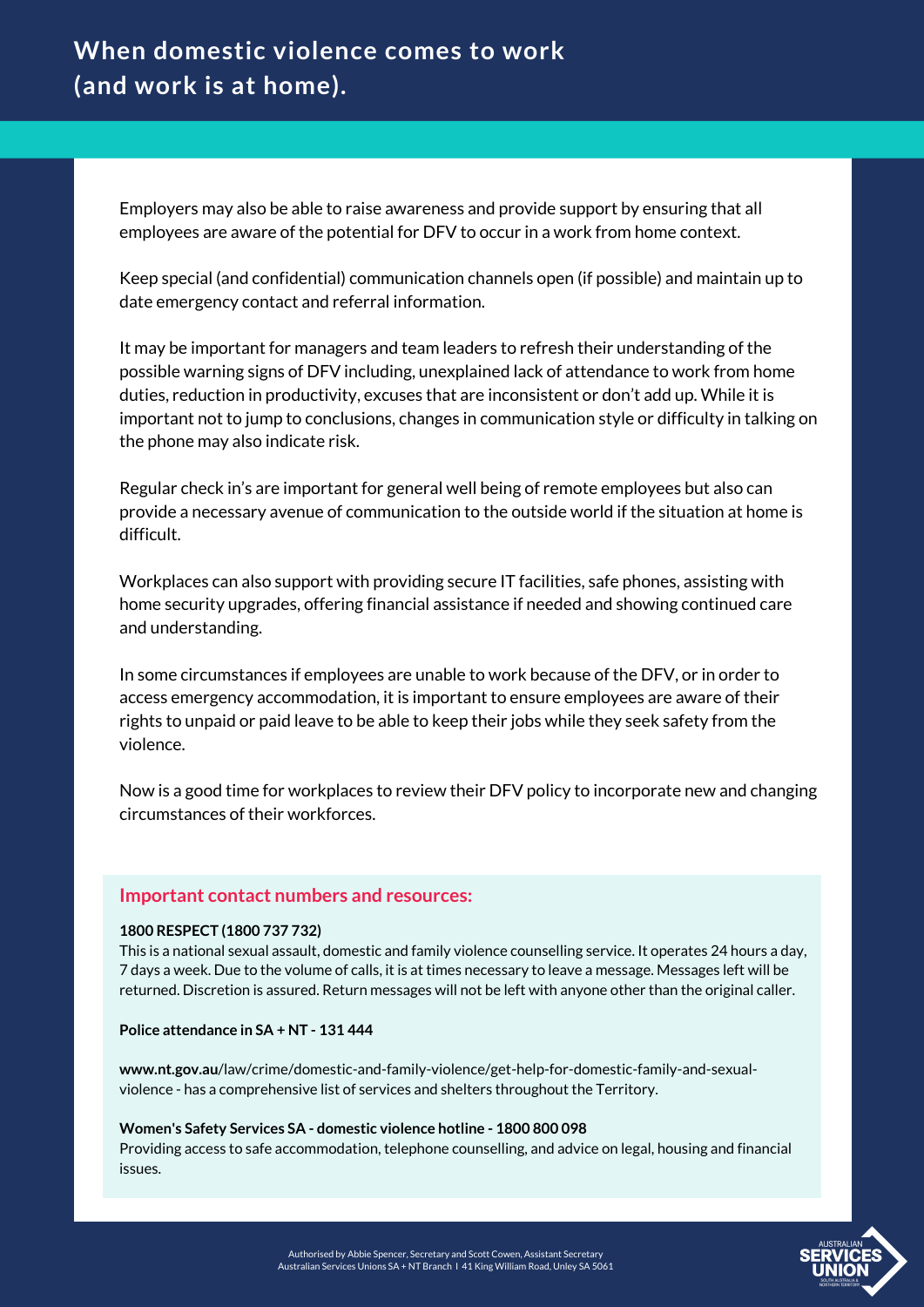# When domestic violence comes to work (and work is at home).

Employers may also be able to raise awareness and provide support by ensuring that all employees are aware of the potential for DFV to occur in a work from home context.

Keep special (and confidential) communication channels open (if possible) and maintain up to date emergency contact and referral information.

It may be important for managers and team leaders to refresh their understanding of the possible warning signs of DFV including, unexplained lack of attendance to work from home duties, reduction in productivity, excuses that are inconsistent or don't add up. While it is important not to jump to conclusions, changes in communication style or difficulty in talking on the phone may also indicate risk.

Regular check in's are important for general well being of remote employees but also can provide a necessary avenue of communication to the outside world if the situation at home is difficult.

Workplaces can also support with providing secure IT facilities, safe phones, assisting with home security upgrades, offering financial assistance if needed and showing continued care and understanding.

In some circumstances if employees are unable to work because of the DFV, or in order to access emergency accommodation, it is important to ensure employees are aware of their rights to unpaid or paid leave to be able to keep their jobs while they seek safety from the violence.

Now is a good time for workplaces to review their DFV policy to incorporate new and changing circumstances of their workforces.

## Important contact numbers and resources:

**1800 RESPECT (1800 737 732)**
This is a national sexual assault, domestic and family violence counselling service. It operates 24 hours a day, 7 days a week. Due to the volume of calls, it is at times necessary to leave a message. Messages left will be returned. Discretion is assured. Return messages will not be left with anyone other than the original caller.

**Police attendance in SA + NT - 131 444**

**www.nt.gov.au**/law/crime/domestic-and-family-violence/get-help-for-domestic-family-and-sexual-violence - has a comprehensive list of services and shelters throughout the Territory.

**Women's Safety Services SA - domestic violence hotline - 1800 800 098**
Providing access to safe accommodation, telephone counselling, and advice on legal, housing and financial issues.

Authorised by Abbie Spencer, Secretary and Scott Cowen, Assistant Secretary
Australian Services Unions SA + NT Branch | 41 King William Road, Unley SA 5061